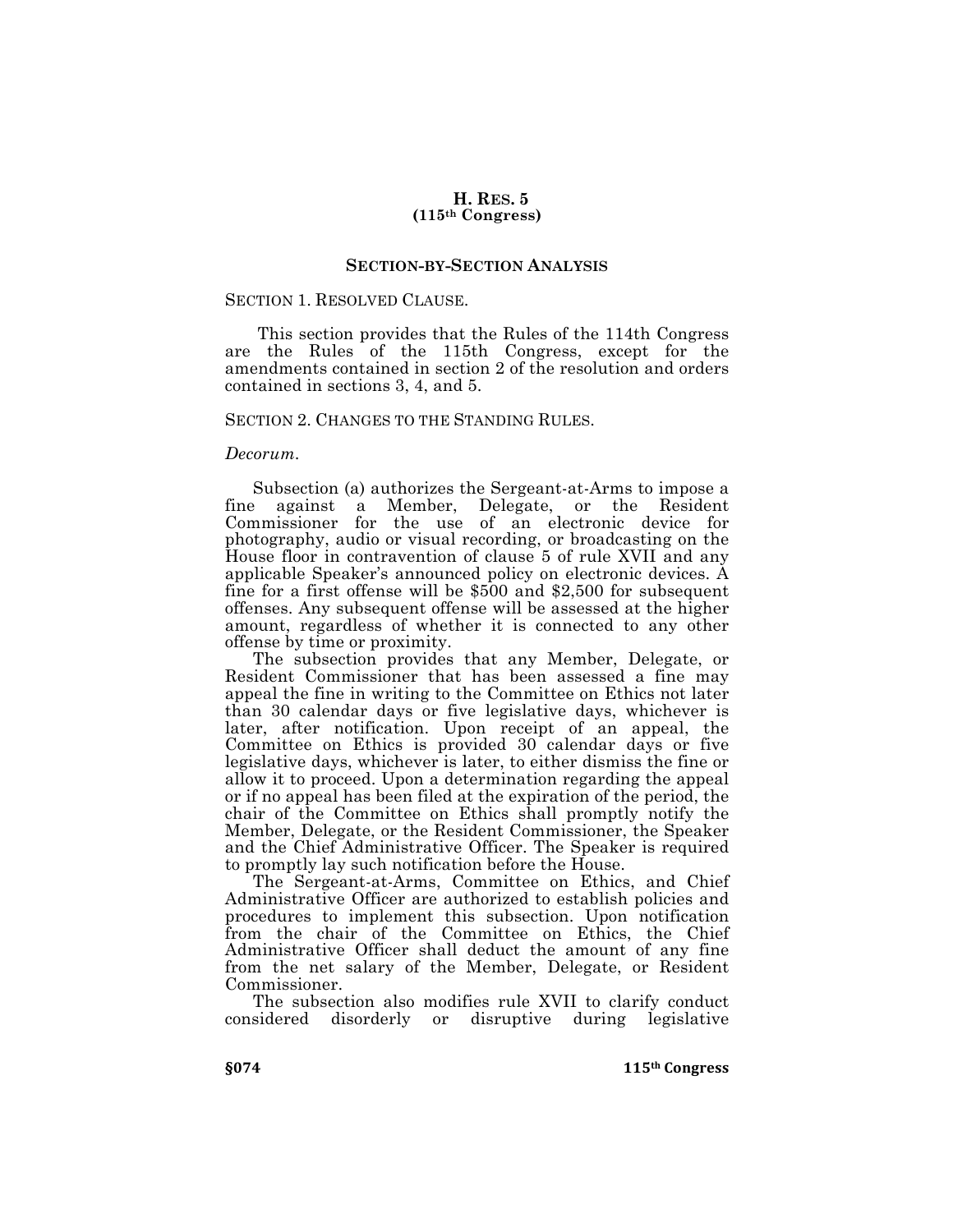# H. RES. 5
## (115th Congress)

## SECTION-BY-SECTION ANALYSIS

SECTION 1. RESOLVED CLAUSE.

This section provides that the Rules of the 114th Congress are the Rules of the 115th Congress, except for the amendments contained in section 2 of the resolution and orders contained in sections 3, 4, and 5.

SECTION 2. CHANGES TO THE STANDING RULES.

*Decorum*.

Subsection (a) authorizes the Sergeant-at-Arms to impose a fine against a Member, Delegate, or the Resident Commissioner for the use of an electronic device for photography, audio or visual recording, or broadcasting on the House floor in contravention of clause 5 of rule XVII and any applicable Speaker's announced policy on electronic devices. A fine for a first offense will be $500 and $2,500 for subsequent offenses. Any subsequent offense will be assessed at the higher amount, regardless of whether it is connected to any other offense by time or proximity.

The subsection provides that any Member, Delegate, or Resident Commissioner that has been assessed a fine may appeal the fine in writing to the Committee on Ethics not later than 30 calendar days or five legislative days, whichever is later, after notification. Upon receipt of an appeal, the Committee on Ethics is provided 30 calendar days or five legislative days, whichever is later, to either dismiss the fine or allow it to proceed. Upon a determination regarding the appeal or if no appeal has been filed at the expiration of the period, the chair of the Committee on Ethics shall promptly notify the Member, Delegate, or the Resident Commissioner, the Speaker and the Chief Administrative Officer. The Speaker is required to promptly lay such notification before the House.

The Sergeant-at-Arms, Committee on Ethics, and Chief Administrative Officer are authorized to establish policies and procedures to implement this subsection. Upon notification from the chair of the Committee on Ethics, the Chief Administrative Officer shall deduct the amount of any fine from the net salary of the Member, Delegate, or Resident Commissioner.

The subsection also modifies rule XVII to clarify conduct considered disorderly or disruptive during legislative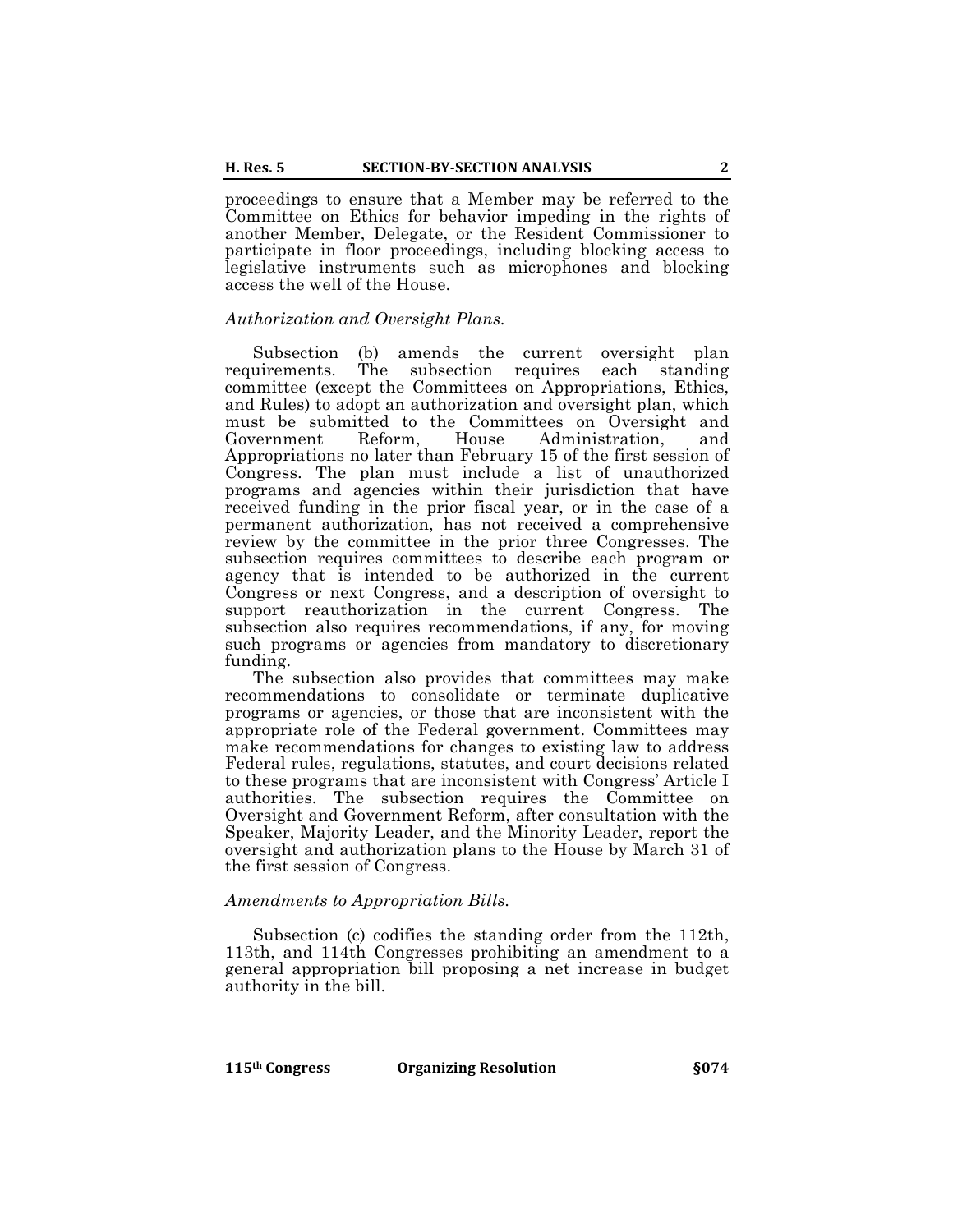proceedings to ensure that a Member may be referred to the Committee on Ethics for behavior impeding in the rights of another Member, Delegate, or the Resident Commissioner to participate in floor proceedings, including blocking access to legislative instruments such as microphones and blocking access the well of the House.

*Authorization and Oversight Plans.*

Subsection (b) amends the current oversight plan requirements. The subsection requires each standing committee (except the Committees on Appropriations, Ethics, and Rules) to adopt an authorization and oversight plan, which must be submitted to the Committees on Oversight and Government Reform, House Administration, and Appropriations no later than February 15 of the first session of Congress. The plan must include a list of unauthorized programs and agencies within their jurisdiction that have received funding in the prior fiscal year, or in the case of a permanent authorization, has not received a comprehensive review by the committee in the prior three Congresses. The subsection requires committees to describe each program or agency that is intended to be authorized in the current Congress or next Congress, and a description of oversight to support reauthorization in the current Congress. The subsection also requires recommendations, if any, for moving such programs or agencies from mandatory to discretionary funding.

The subsection also provides that committees may make recommendations to consolidate or terminate duplicative programs or agencies, or those that are inconsistent with the appropriate role of the Federal government. Committees may make recommendations for changes to existing law to address Federal rules, regulations, statutes, and court decisions related to these programs that are inconsistent with Congress' Article I authorities. The subsection requires the Committee on Oversight and Government Reform, after consultation with the Speaker, Majority Leader, and the Minority Leader, report the oversight and authorization plans to the House by March 31 of the first session of Congress.

*Amendments to Appropriation Bills.*

Subsection (c) codifies the standing order from the 112th, 113th, and 114th Congresses prohibiting an amendment to a general appropriation bill proposing a net increase in budget authority in the bill.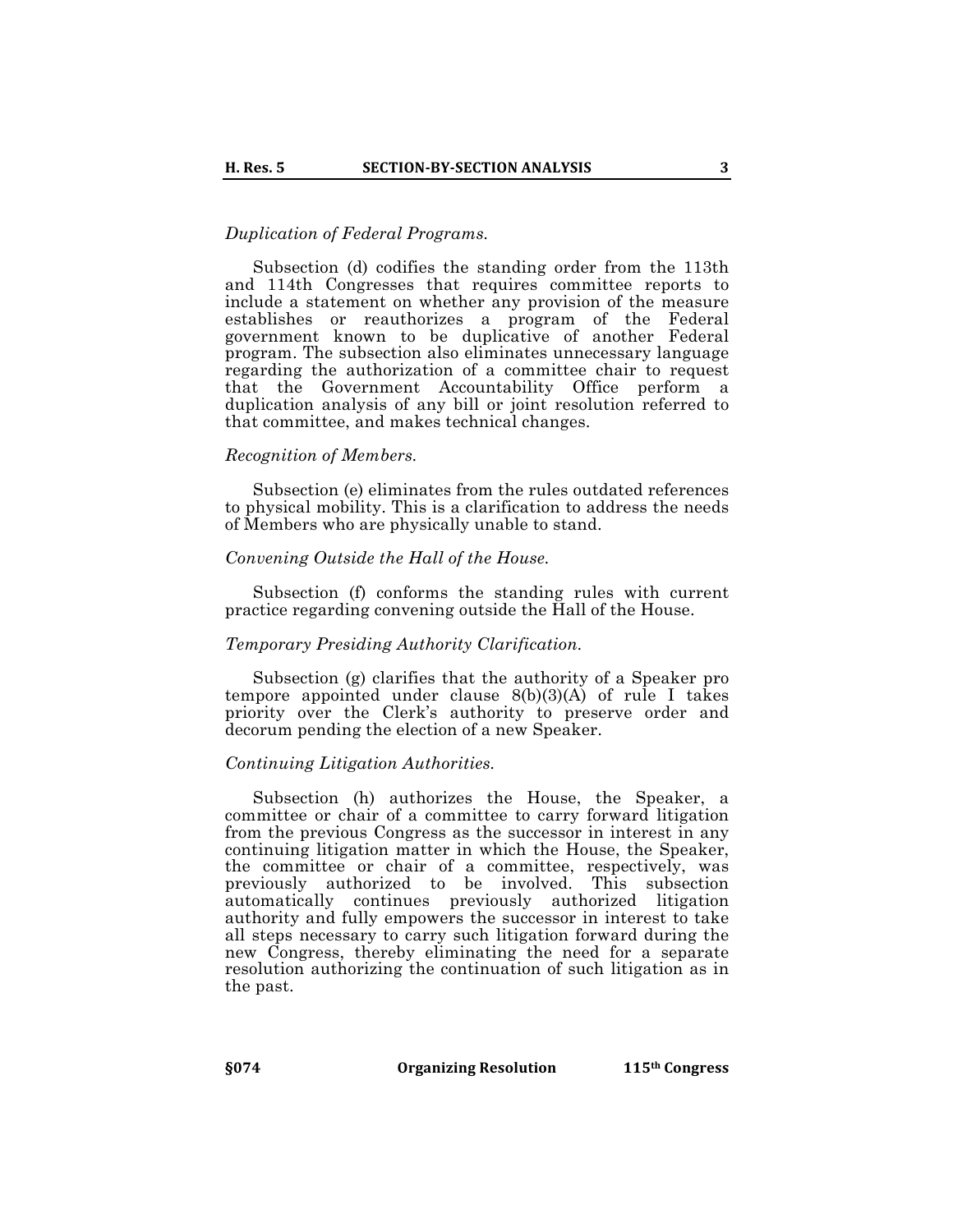*Duplication of Federal Programs.*

Subsection (d) codifies the standing order from the 113th and 114th Congresses that requires committee reports to include a statement on whether any provision of the measure establishes or reauthorizes a program of the Federal government known to be duplicative of another Federal program. The subsection also eliminates unnecessary language regarding the authorization of a committee chair to request that the Government Accountability Office perform a duplication analysis of any bill or joint resolution referred to that committee, and makes technical changes.

*Recognition of Members.*

Subsection (e) eliminates from the rules outdated references to physical mobility. This is a clarification to address the needs of Members who are physically unable to stand.

*Convening Outside the Hall of the House.*

Subsection (f) conforms the standing rules with current practice regarding convening outside the Hall of the House.

*Temporary Presiding Authority Clarification.*

Subsection (g) clarifies that the authority of a Speaker pro tempore appointed under clause 8(b)(3)(A) of rule I takes priority over the Clerk's authority to preserve order and decorum pending the election of a new Speaker.

*Continuing Litigation Authorities.*

Subsection (h) authorizes the House, the Speaker, a committee or chair of a committee to carry forward litigation from the previous Congress as the successor in interest in any continuing litigation matter in which the House, the Speaker, the committee or chair of a committee, respectively, was previously authorized to be involved. This subsection automatically continues previously authorized litigation authority and fully empowers the successor in interest to take all steps necessary to carry such litigation forward during the new Congress, thereby eliminating the need for a separate resolution authorizing the continuation of such litigation as in the past.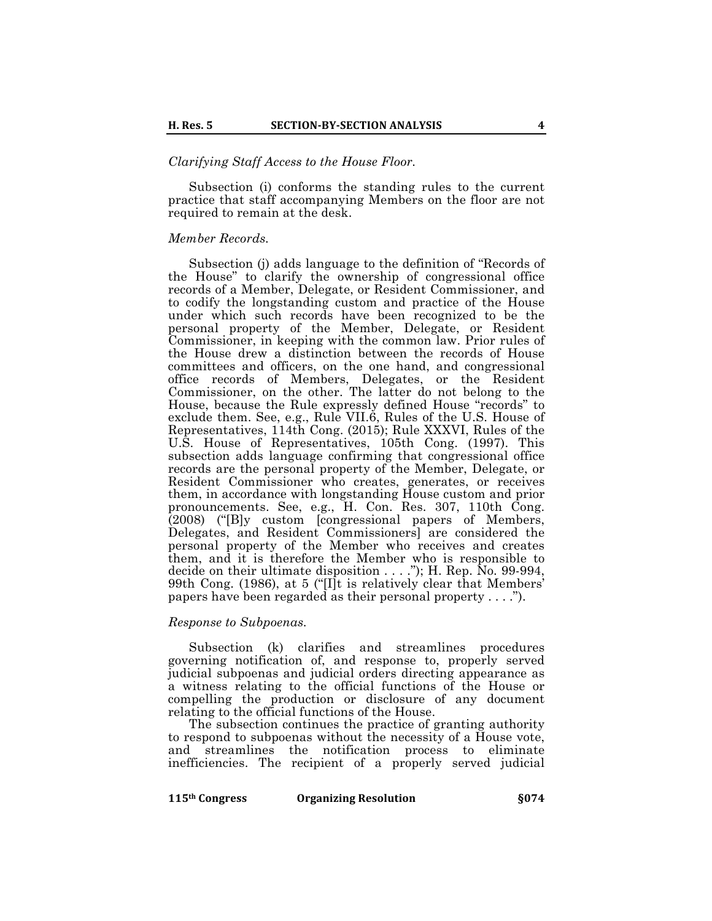*Clarifying Staff Access to the House Floor.*

Subsection (i) conforms the standing rules to the current practice that staff accompanying Members on the floor are not required to remain at the desk.

*Member Records.*

Subsection (j) adds language to the definition of "Records of the House" to clarify the ownership of congressional office records of a Member, Delegate, or Resident Commissioner, and to codify the longstanding custom and practice of the House under which such records have been recognized to be the personal property of the Member, Delegate, or Resident Commissioner, in keeping with the common law. Prior rules of the House drew a distinction between the records of House committees and officers, on the one hand, and congressional office records of Members, Delegates, or the Resident Commissioner, on the other. The latter do not belong to the House, because the Rule expressly defined House "records" to exclude them. See, e.g., Rule VII.6, Rules of the U.S. House of Representatives, 114th Cong. (2015); Rule XXXVI, Rules of the U.S. House of Representatives, 105th Cong. (1997). This subsection adds language confirming that congressional office records are the personal property of the Member, Delegate, or Resident Commissioner who creates, generates, or receives them, in accordance with longstanding House custom and prior pronouncements. See, e.g., H. Con. Res. 307, 110th Cong. (2008) ("[B]y custom [congressional papers of Members, Delegates, and Resident Commissioners] are considered the personal property of the Member who receives and creates them, and it is therefore the Member who is responsible to decide on their ultimate disposition . . . ."); H. Rep. No. 99-994, 99th Cong. (1986), at 5 ("[I]t is relatively clear that Members' papers have been regarded as their personal property . . . .").

*Response to Subpoenas.*

Subsection (k) clarifies and streamlines procedures governing notification of, and response to, properly served judicial subpoenas and judicial orders directing appearance as a witness relating to the official functions of the House or compelling the production or disclosure of any document relating to the official functions of the House.

The subsection continues the practice of granting authority to respond to subpoenas without the necessity of a House vote, and streamlines the notification process to eliminate inefficiencies. The recipient of a properly served judicial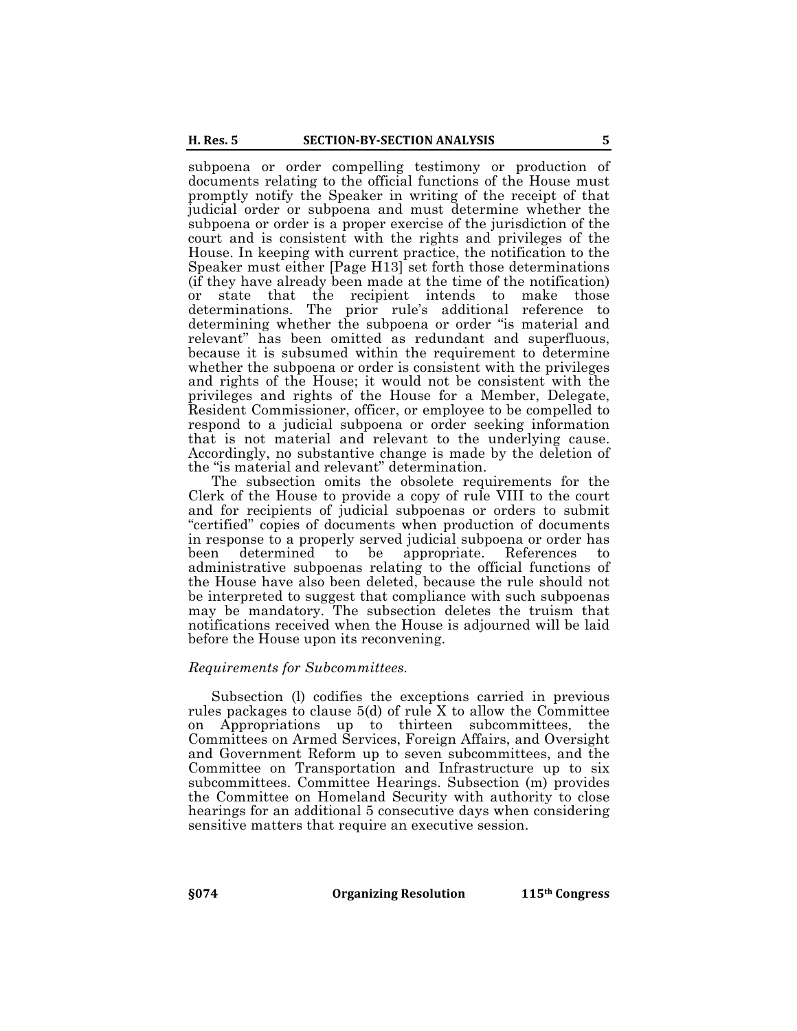subpoena or order compelling testimony or production of documents relating to the official functions of the House must promptly notify the Speaker in writing of the receipt of that judicial order or subpoena and must determine whether the subpoena or order is a proper exercise of the jurisdiction of the court and is consistent with the rights and privileges of the House. In keeping with current practice, the notification to the Speaker must either [Page H13] set forth those determinations (if they have already been made at the time of the notification) or state that the recipient intends to make those determinations. The prior rule's additional reference to determining whether the subpoena or order "is material and relevant" has been omitted as redundant and superfluous, because it is subsumed within the requirement to determine whether the subpoena or order is consistent with the privileges and rights of the House; it would not be consistent with the privileges and rights of the House for a Member, Delegate, Resident Commissioner, officer, or employee to be compelled to respond to a judicial subpoena or order seeking information that is not material and relevant to the underlying cause. Accordingly, no substantive change is made by the deletion of the "is material and relevant" determination.

The subsection omits the obsolete requirements for the Clerk of the House to provide a copy of rule VIII to the court and for recipients of judicial subpoenas or orders to submit "certified" copies of documents when production of documents in response to a properly served judicial subpoena or order has been determined to be appropriate. References to administrative subpoenas relating to the official functions of the House have also been deleted, because the rule should not be interpreted to suggest that compliance with such subpoenas may be mandatory. The subsection deletes the truism that notifications received when the House is adjourned will be laid before the House upon its reconvening.

*Requirements for Subcommittees.*

Subsection (l) codifies the exceptions carried in previous rules packages to clause 5(d) of rule X to allow the Committee on Appropriations up to thirteen subcommittees, the Committees on Armed Services, Foreign Affairs, and Oversight and Government Reform up to seven subcommittees, and the Committee on Transportation and Infrastructure up to six subcommittees. Committee Hearings. Subsection (m) provides the Committee on Homeland Security with authority to close hearings for an additional 5 consecutive days when considering sensitive matters that require an executive session.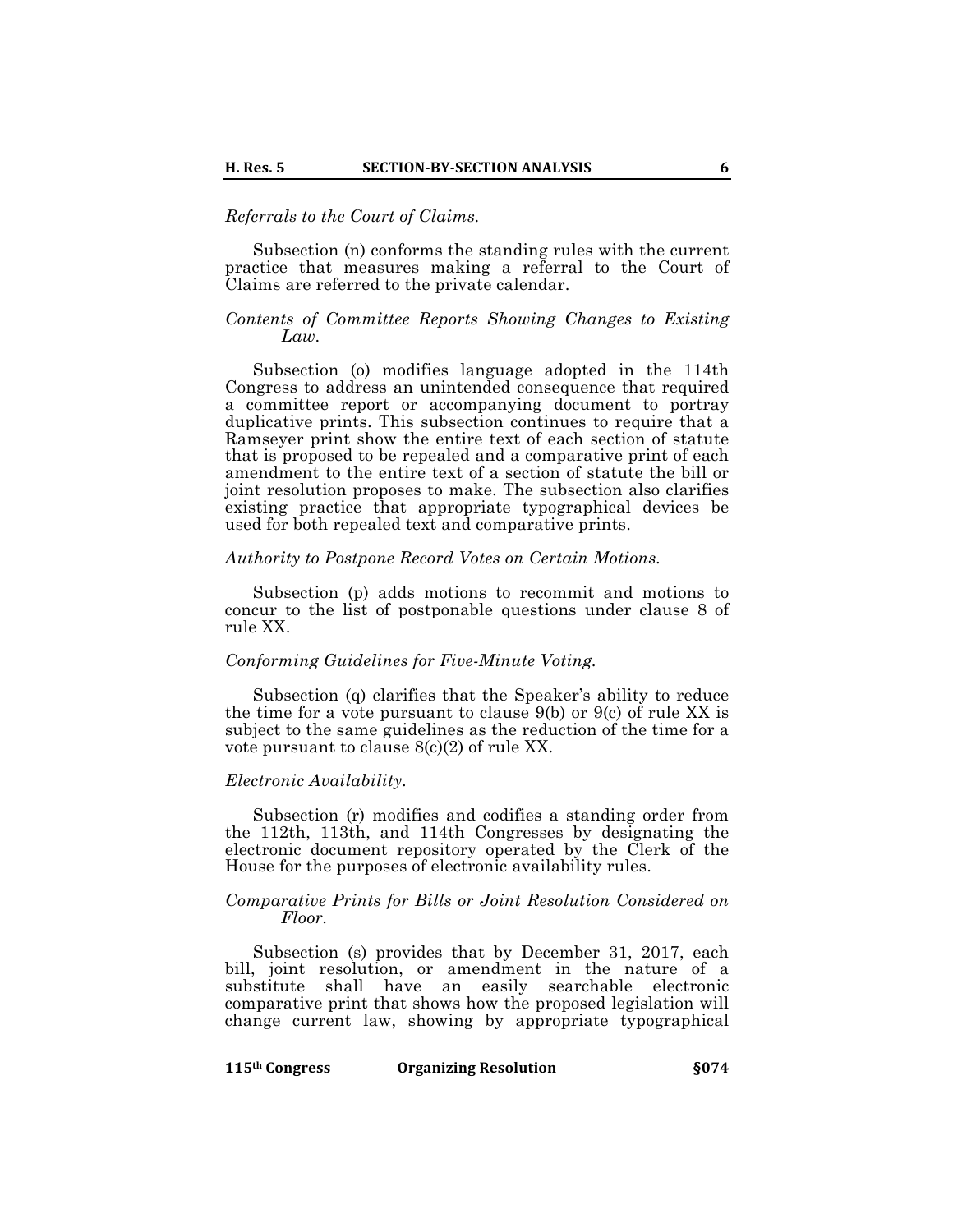*Referrals to the Court of Claims.*

Subsection (n) conforms the standing rules with the current practice that measures making a referral to the Court of Claims are referred to the private calendar.

*Contents of Committee Reports Showing Changes to Existing Law.*

Subsection (o) modifies language adopted in the 114th Congress to address an unintended consequence that required a committee report or accompanying document to portray duplicative prints. This subsection continues to require that a Ramseyer print show the entire text of each section of statute that is proposed to be repealed and a comparative print of each amendment to the entire text of a section of statute the bill or joint resolution proposes to make. The subsection also clarifies existing practice that appropriate typographical devices be used for both repealed text and comparative prints.

*Authority to Postpone Record Votes on Certain Motions.*

Subsection (p) adds motions to recommit and motions to concur to the list of postponable questions under clause 8 of rule XX.

*Conforming Guidelines for Five-Minute Voting.*

Subsection (q) clarifies that the Speaker's ability to reduce the time for a vote pursuant to clause 9(b) or 9(c) of rule XX is subject to the same guidelines as the reduction of the time for a vote pursuant to clause 8(c)(2) of rule XX.

*Electronic Availability.*

Subsection (r) modifies and codifies a standing order from the 112th, 113th, and 114th Congresses by designating the electronic document repository operated by the Clerk of the House for the purposes of electronic availability rules.

*Comparative Prints for Bills or Joint Resolution Considered on Floor.*

Subsection (s) provides that by December 31, 2017, each bill, joint resolution, or amendment in the nature of a substitute shall have an easily searchable electronic comparative print that shows how the proposed legislation will change current law, showing by appropriate typographical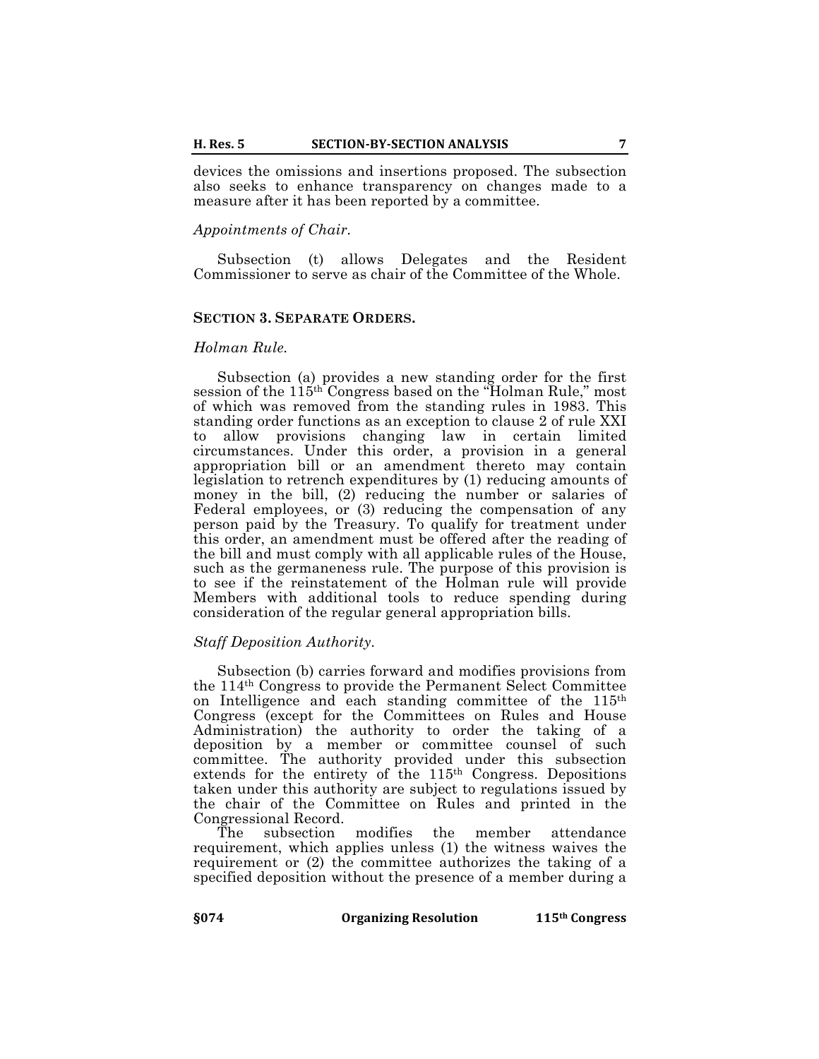devices the omissions and insertions proposed. The subsection also seeks to enhance transparency on changes made to a measure after it has been reported by a committee.

*Appointments of Chair.*

Subsection (t) allows Delegates and the Resident Commissioner to serve as chair of the Committee of the Whole.

## SECTION 3. SEPARATE ORDERS.

*Holman Rule.*

Subsection (a) provides a new standing order for the first session of the 115th Congress based on the "Holman Rule," most of which was removed from the standing rules in 1983. This standing order functions as an exception to clause 2 of rule XXI to allow provisions changing law in certain limited circumstances. Under this order, a provision in a general appropriation bill or an amendment thereto may contain legislation to retrench expenditures by (1) reducing amounts of money in the bill, (2) reducing the number or salaries of Federal employees, or (3) reducing the compensation of any person paid by the Treasury. To qualify for treatment under this order, an amendment must be offered after the reading of the bill and must comply with all applicable rules of the House, such as the germaneness rule. The purpose of this provision is to see if the reinstatement of the Holman rule will provide Members with additional tools to reduce spending during consideration of the regular general appropriation bills.

*Staff Deposition Authority.*

Subsection (b) carries forward and modifies provisions from the 114th Congress to provide the Permanent Select Committee on Intelligence and each standing committee of the 115th Congress (except for the Committees on Rules and House Administration) the authority to order the taking of a deposition by a member or committee counsel of such committee. The authority provided under this subsection extends for the entirety of the 115th Congress. Depositions taken under this authority are subject to regulations issued by the chair of the Committee on Rules and printed in the Congressional Record.

The subsection modifies the member attendance requirement, which applies unless (1) the witness waives the requirement or (2) the committee authorizes the taking of a specified deposition without the presence of a member during a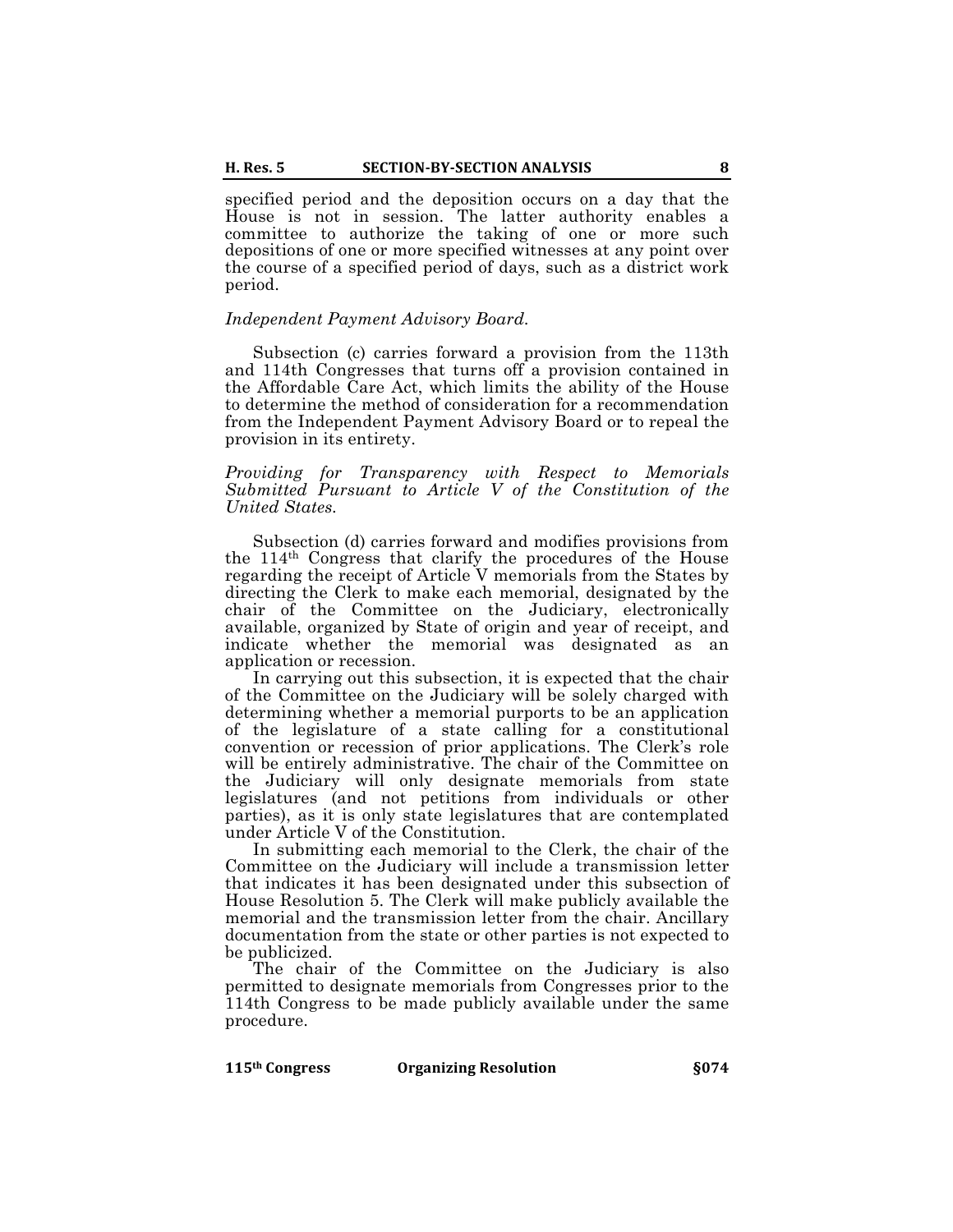specified period and the deposition occurs on a day that the House is not in session. The latter authority enables a committee to authorize the taking of one or more such depositions of one or more specified witnesses at any point over the course of a specified period of days, such as a district work period.

*Independent Payment Advisory Board.*

Subsection (c) carries forward a provision from the 113th and 114th Congresses that turns off a provision contained in the Affordable Care Act, which limits the ability of the House to determine the method of consideration for a recommendation from the Independent Payment Advisory Board or to repeal the provision in its entirety.

*Providing for Transparency with Respect to Memorials Submitted Pursuant to Article V of the Constitution of the United States.*

Subsection (d) carries forward and modifies provisions from the 114th Congress that clarify the procedures of the House regarding the receipt of Article V memorials from the States by directing the Clerk to make each memorial, designated by the chair of the Committee on the Judiciary, electronically available, organized by State of origin and year of receipt, and indicate whether the memorial was designated as an application or recession.

In carrying out this subsection, it is expected that the chair of the Committee on the Judiciary will be solely charged with determining whether a memorial purports to be an application of the legislature of a state calling for a constitutional convention or recession of prior applications. The Clerk's role will be entirely administrative. The chair of the Committee on the Judiciary will only designate memorials from state legislatures (and not petitions from individuals or other parties), as it is only state legislatures that are contemplated under Article V of the Constitution.

In submitting each memorial to the Clerk, the chair of the Committee on the Judiciary will include a transmission letter that indicates it has been designated under this subsection of House Resolution 5. The Clerk will make publicly available the memorial and the transmission letter from the chair. Ancillary documentation from the state or other parties is not expected to be publicized.

The chair of the Committee on the Judiciary is also permitted to designate memorials from Congresses prior to the 114th Congress to be made publicly available under the same procedure.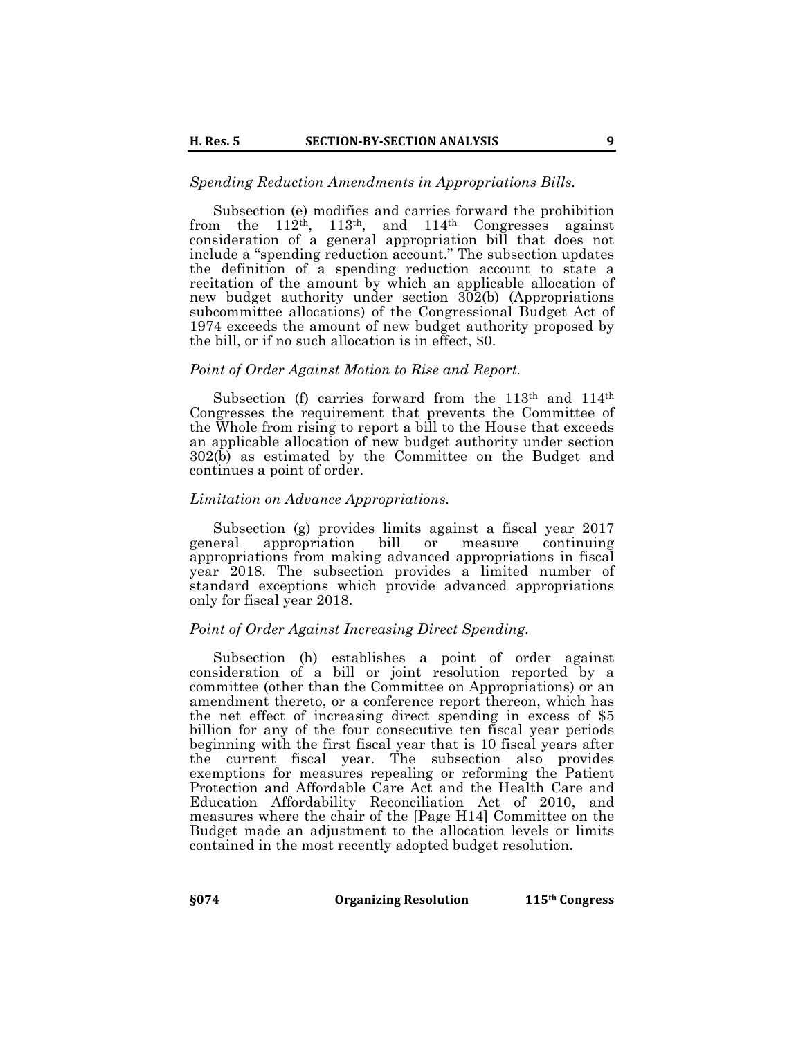*Spending Reduction Amendments in Appropriations Bills.*

Subsection (e) modifies and carries forward the prohibition from the 112th, 113th, and 114th Congresses against consideration of a general appropriation bill that does not include a "spending reduction account." The subsection updates the definition of a spending reduction account to state a recitation of the amount by which an applicable allocation of new budget authority under section 302(b) (Appropriations subcommittee allocations) of the Congressional Budget Act of 1974 exceeds the amount of new budget authority proposed by the bill, or if no such allocation is in effect, $0.

*Point of Order Against Motion to Rise and Report.*

Subsection (f) carries forward from the 113th and 114th Congresses the requirement that prevents the Committee of the Whole from rising to report a bill to the House that exceeds an applicable allocation of new budget authority under section 302(b) as estimated by the Committee on the Budget and continues a point of order.

*Limitation on Advance Appropriations.*

Subsection (g) provides limits against a fiscal year 2017 general appropriation bill or measure continuing appropriations from making advanced appropriations in fiscal year 2018. The subsection provides a limited number of standard exceptions which provide advanced appropriations only for fiscal year 2018.

*Point of Order Against Increasing Direct Spending.*

Subsection (h) establishes a point of order against consideration of a bill or joint resolution reported by a committee (other than the Committee on Appropriations) or an amendment thereto, or a conference report thereon, which has the net effect of increasing direct spending in excess of $5 billion for any of the four consecutive ten fiscal year periods beginning with the first fiscal year that is 10 fiscal years after the current fiscal year. The subsection also provides exemptions for measures repealing or reforming the Patient Protection and Affordable Care Act and the Health Care and Education Affordability Reconciliation Act of 2010, and measures where the chair of the [Page H14] Committee on the Budget made an adjustment to the allocation levels or limits contained in the most recently adopted budget resolution.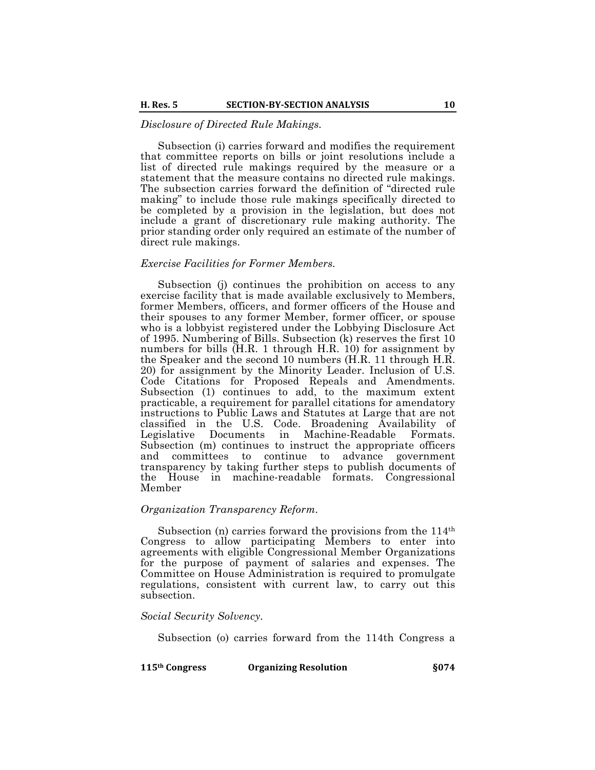*Disclosure of Directed Rule Makings.*

Subsection (i) carries forward and modifies the requirement that committee reports on bills or joint resolutions include a list of directed rule makings required by the measure or a statement that the measure contains no directed rule makings. The subsection carries forward the definition of "directed rule making" to include those rule makings specifically directed to be completed by a provision in the legislation, but does not include a grant of discretionary rule making authority. The prior standing order only required an estimate of the number of direct rule makings.

*Exercise Facilities for Former Members.*

Subsection (j) continues the prohibition on access to any exercise facility that is made available exclusively to Members, former Members, officers, and former officers of the House and their spouses to any former Member, former officer, or spouse who is a lobbyist registered under the Lobbying Disclosure Act of 1995. Numbering of Bills. Subsection (k) reserves the first 10 numbers for bills (H.R. 1 through H.R. 10) for assignment by the Speaker and the second 10 numbers (H.R. 11 through H.R. 20) for assignment by the Minority Leader. Inclusion of U.S. Code Citations for Proposed Repeals and Amendments. Subsection (1) continues to add, to the maximum extent practicable, a requirement for parallel citations for amendatory instructions to Public Laws and Statutes at Large that are not classified in the U.S. Code. Broadening Availability of Legislative Documents in Machine-Readable Formats. Subsection (m) continues to instruct the appropriate officers and committees to continue to advance government transparency by taking further steps to publish documents of the House in machine-readable formats. Congressional Member

*Organization Transparency Reform.*

Subsection (n) carries forward the provisions from the 114th Congress to allow participating Members to enter into agreements with eligible Congressional Member Organizations for the purpose of payment of salaries and expenses. The Committee on House Administration is required to promulgate regulations, consistent with current law, to carry out this subsection.

*Social Security Solvency.*

Subsection (o) carries forward from the 114th Congress a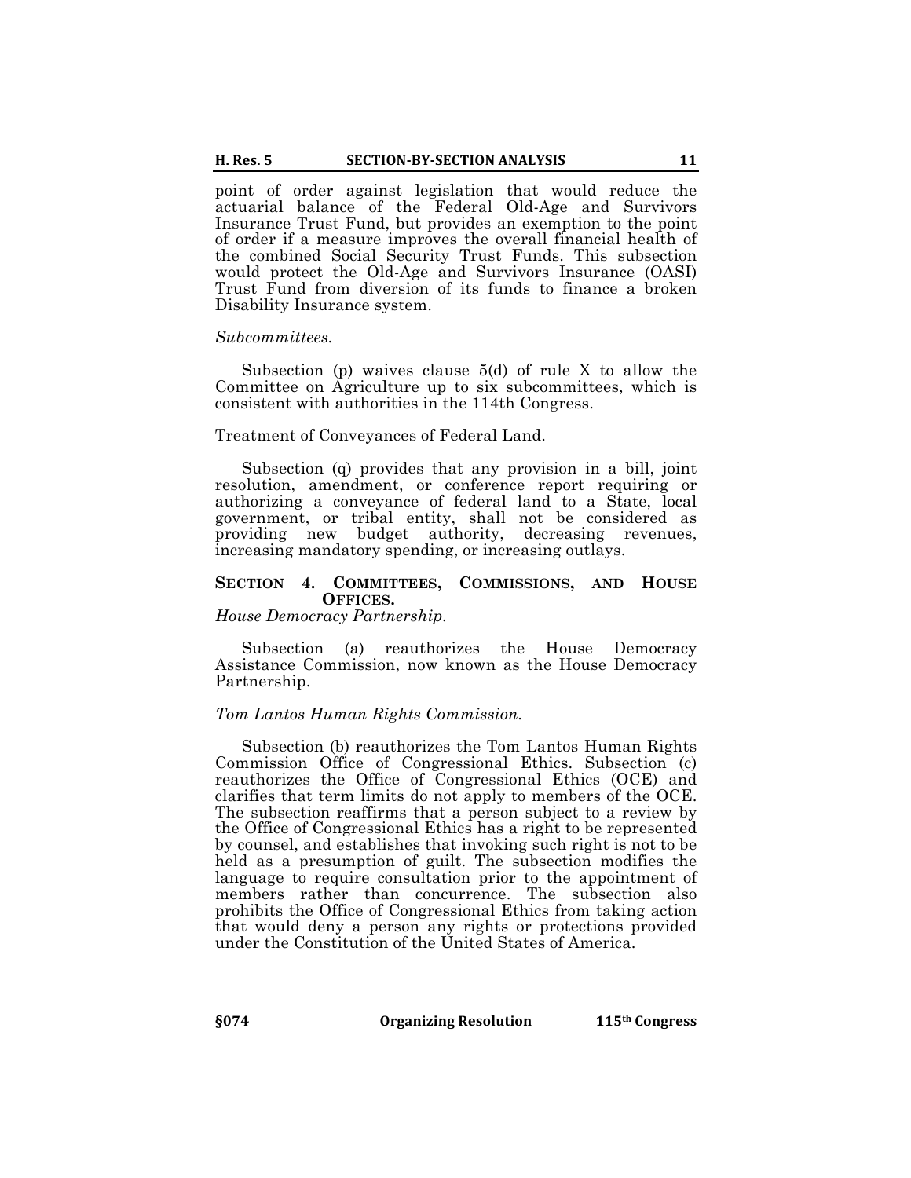point of order against legislation that would reduce the actuarial balance of the Federal Old-Age and Survivors Insurance Trust Fund, but provides an exemption to the point of order if a measure improves the overall financial health of the combined Social Security Trust Funds. This subsection would protect the Old-Age and Survivors Insurance (OASI) Trust Fund from diversion of its funds to finance a broken Disability Insurance system.

*Subcommittees.*

Subsection (p) waives clause 5(d) of rule X to allow the Committee on Agriculture up to six subcommittees, which is consistent with authorities in the 114th Congress.

Treatment of Conveyances of Federal Land.

Subsection (q) provides that any provision in a bill, joint resolution, amendment, or conference report requiring or authorizing a conveyance of federal land to a State, local government, or tribal entity, shall not be considered as providing new budget authority, decreasing revenues, increasing mandatory spending, or increasing outlays.

## SECTION 4. COMMITTEES, COMMISSIONS, AND HOUSE OFFICES.

*House Democracy Partnership.*

Subsection (a) reauthorizes the House Democracy Assistance Commission, now known as the House Democracy Partnership.

*Tom Lantos Human Rights Commission.*

Subsection (b) reauthorizes the Tom Lantos Human Rights Commission Office of Congressional Ethics. Subsection (c) reauthorizes the Office of Congressional Ethics (OCE) and clarifies that term limits do not apply to members of the OCE. The subsection reaffirms that a person subject to a review by the Office of Congressional Ethics has a right to be represented by counsel, and establishes that invoking such right is not to be held as a presumption of guilt. The subsection modifies the language to require consultation prior to the appointment of members rather than concurrence. The subsection also prohibits the Office of Congressional Ethics from taking action that would deny a person any rights or protections provided under the Constitution of the United States of America.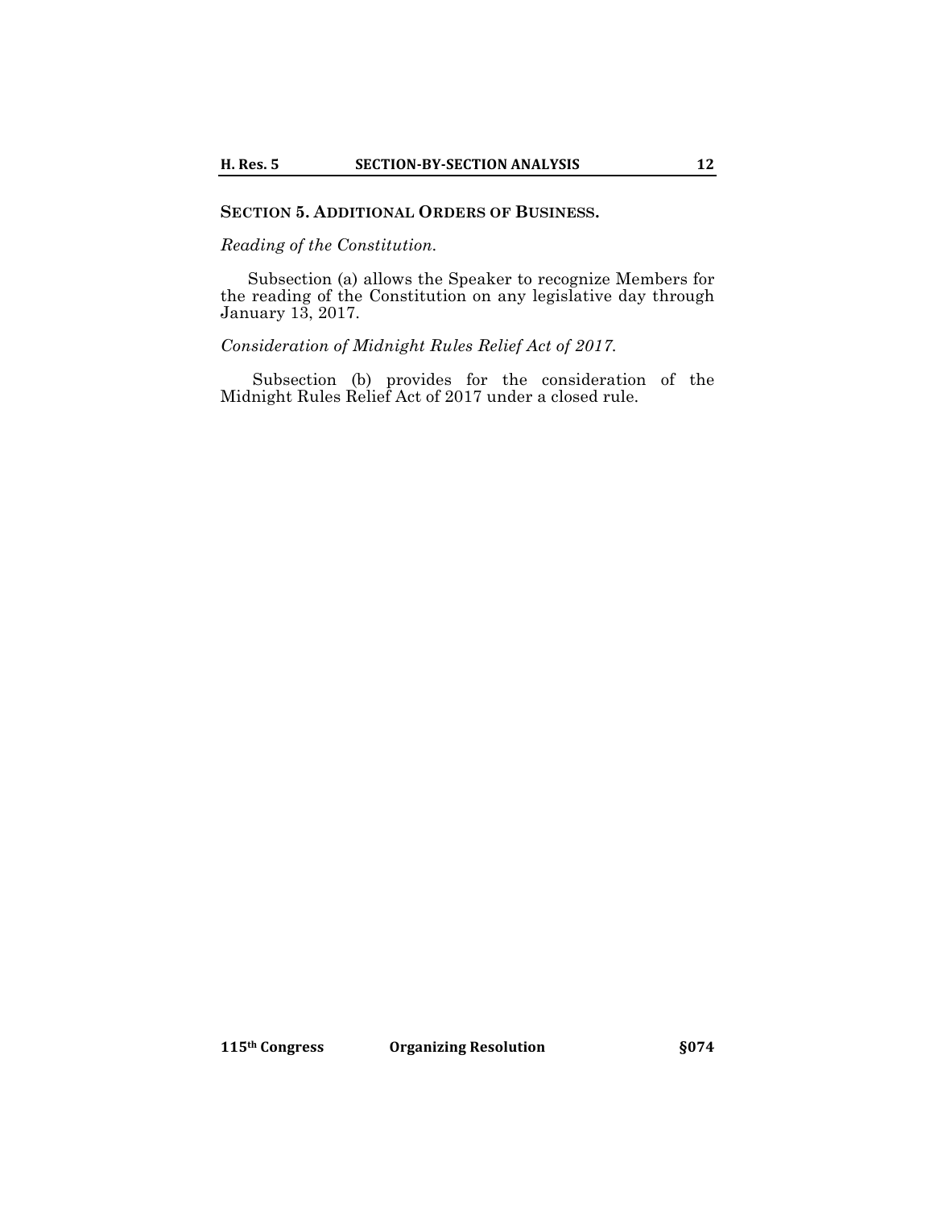## SECTION 5. ADDITIONAL ORDERS OF BUSINESS.

*Reading of the Constitution.*

Subsection (a) allows the Speaker to recognize Members for the reading of the Constitution on any legislative day through January 13, 2017.

*Consideration of Midnight Rules Relief Act of 2017.*

Subsection (b) provides for the consideration of the Midnight Rules Relief Act of 2017 under a closed rule.